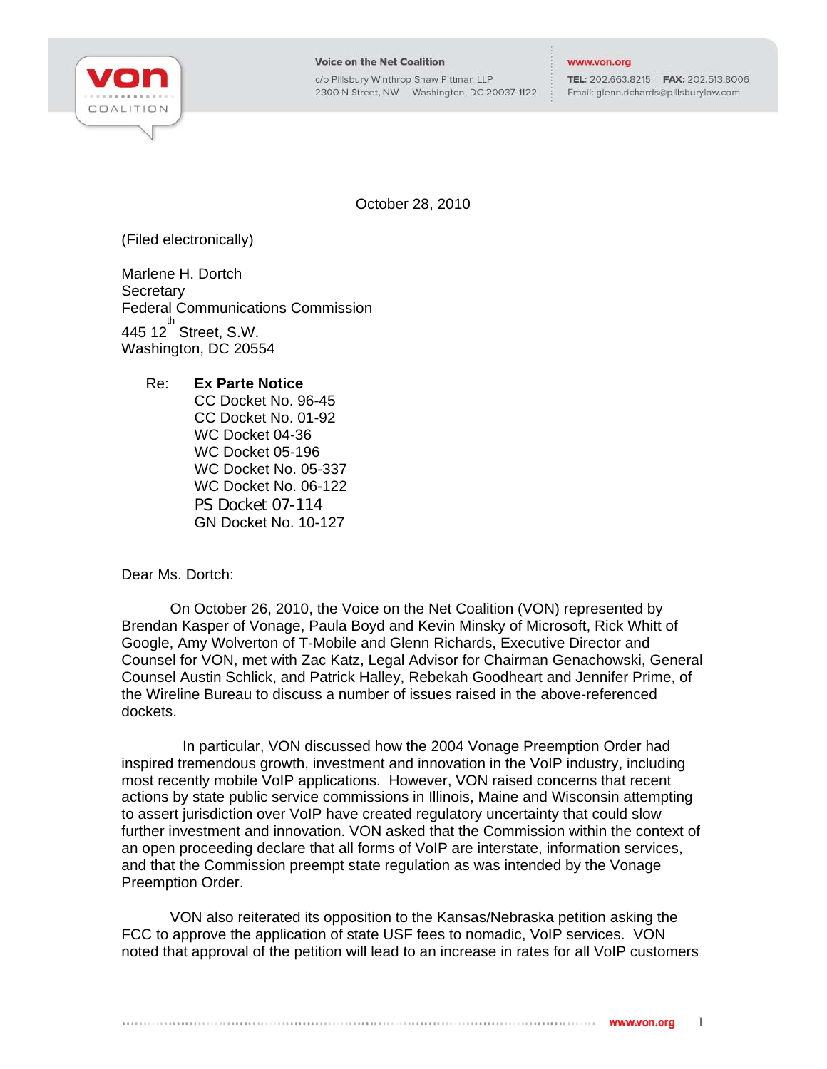Voice on the Net Coalition
c/o Pillsbury Winthrop Shaw Pittman LLP
2300 N Street, NW | Washington, DC 20037-1122

www.von.org
TEL: 202.663.8215 | FAX: 202.513.8006
Email: glenn.richards@pillsburylaw.com

October 28, 2010

(Filed electronically)

Marlene H. Dortch
Secretary
Federal Communications Commission
445 12th Street, S.W.
Washington, DC 20554

Re: **Ex Parte Notice**
CC Docket No. 96-45
CC Docket No. 01-92
WC Docket 04-36
WC Docket 05-196
WC Docket No. 05-337
WC Docket No. 06-122
PS Docket 07-114
GN Docket No. 10-127

Dear Ms. Dortch:

On October 26, 2010, the Voice on the Net Coalition (VON) represented by Brendan Kasper of Vonage, Paula Boyd and Kevin Minsky of Microsoft, Rick Whitt of Google, Amy Wolverton of T-Mobile and Glenn Richards, Executive Director and Counsel for VON, met with Zac Katz, Legal Advisor for Chairman Genachowski, General Counsel Austin Schlick, and Patrick Halley, Rebekah Goodheart and Jennifer Prime, of the Wireline Bureau to discuss a number of issues raised in the above-referenced dockets.

In particular, VON discussed how the 2004 Vonage Preemption Order had inspired tremendous growth, investment and innovation in the VoIP industry, including most recently mobile VoIP applications. However, VON raised concerns that recent actions by state public service commissions in Illinois, Maine and Wisconsin attempting to assert jurisdiction over VoIP have created regulatory uncertainty that could slow further investment and innovation. VON asked that the Commission within the context of an open proceeding declare that all forms of VoIP are interstate, information services, and that the Commission preempt state regulation as was intended by the Vonage Preemption Order.

VON also reiterated its opposition to the Kansas/Nebraska petition asking the FCC to approve the application of state USF fees to nomadic, VoIP services. VON noted that approval of the petition will lead to an increase in rates for all VoIP customers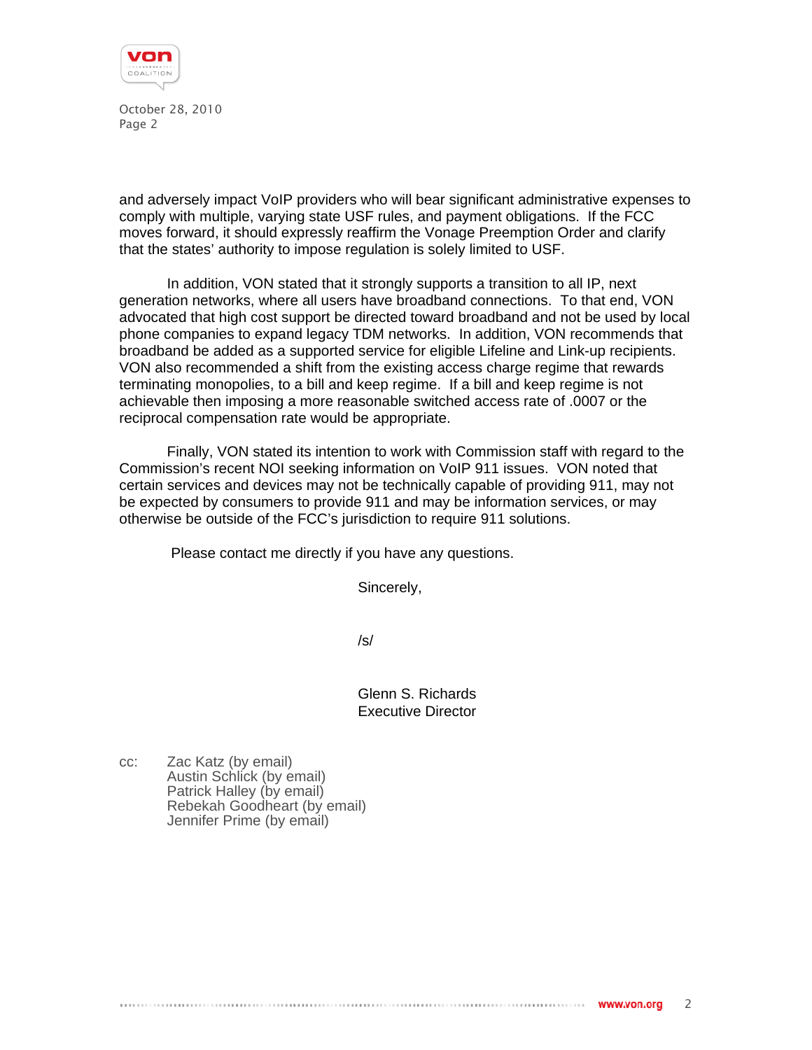and adversely impact VoIP providers who will bear significant administrative expenses to comply with multiple, varying state USF rules, and payment obligations. If the FCC moves forward, it should expressly reaffirm the Vonage Preemption Order and clarify that the states' authority to impose regulation is solely limited to USF.

In addition, VON stated that it strongly supports a transition to all IP, next generation networks, where all users have broadband connections. To that end, VON advocated that high cost support be directed toward broadband and not be used by local phone companies to expand legacy TDM networks. In addition, VON recommends that broadband be added as a supported service for eligible Lifeline and Link-up recipients. VON also recommended a shift from the existing access charge regime that rewards terminating monopolies, to a bill and keep regime. If a bill and keep regime is not achievable then imposing a more reasonable switched access rate of .0007 or the reciprocal compensation rate would be appropriate.

Finally, VON stated its intention to work with Commission staff with regard to the Commission's recent NOI seeking information on VoIP 911 issues. VON noted that certain services and devices may not be technically capable of providing 911, may not be expected by consumers to provide 911 and may be information services, or may otherwise be outside of the FCC's jurisdiction to require 911 solutions.

Please contact me directly if you have any questions.

Sincerely,

/s/

Glenn S. Richards
Executive Director

cc: Zac Katz (by email)
Austin Schlick (by email)
Patrick Halley (by email)
Rebekah Goodheart (by email)
Jennifer Prime (by email)